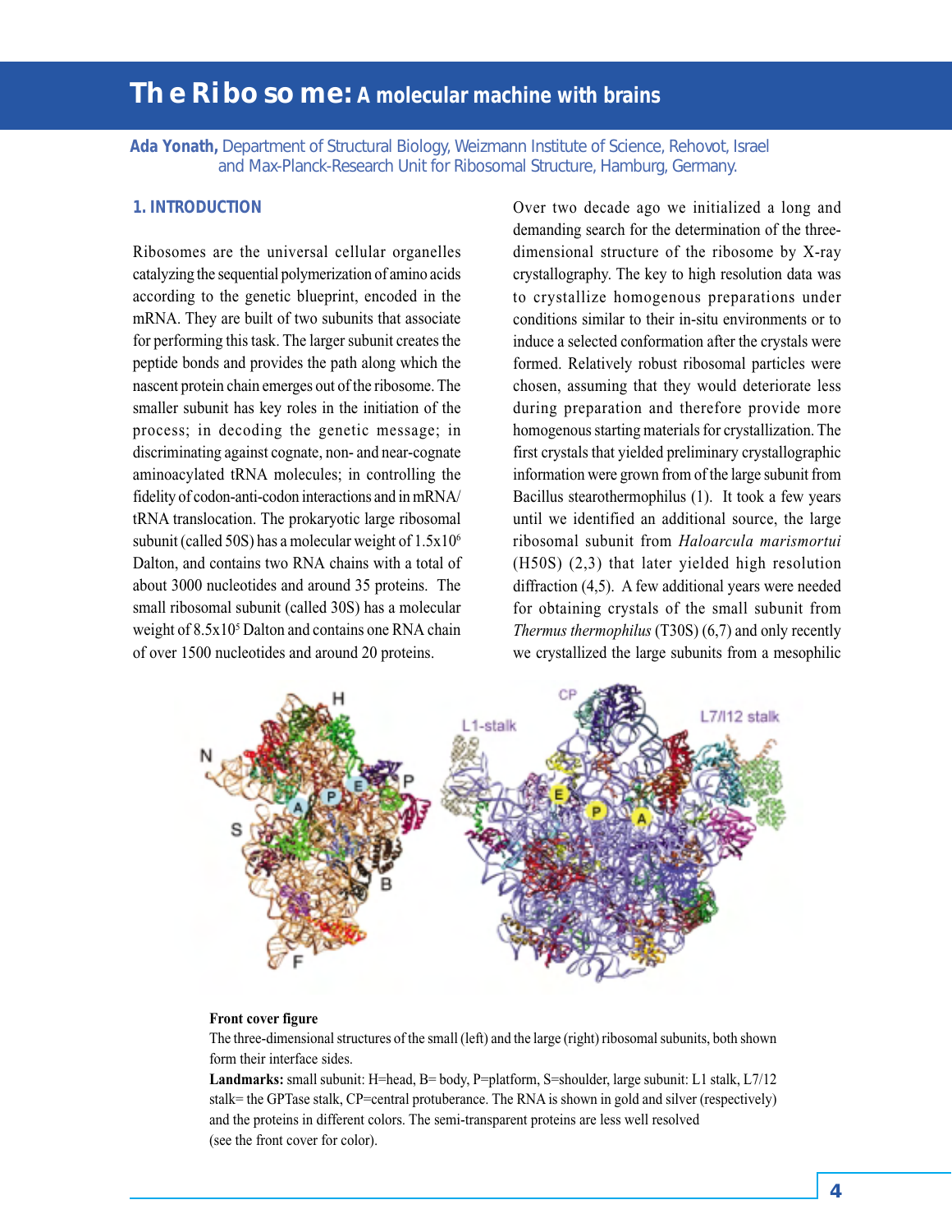# The Ribosome: A molecular machine with brains

**Ada Yonath,** Department of Structural Biology, Weizmann Institute of Science, Rehovot, Israel and Max-Planck-Research Unit for Ribosomal Structure, Hamburg, Germany.

## 1. INTRODUCTION

Ribosomes are the universal cellular organelles catalyzing the sequential polymerization of amino acids according to the genetic blueprint, encoded in the mRNA. They are built of two subunits that associate for performing this task. The larger subunit creates the peptide bonds and provides the path along which the nascent protein chain emerges out of the ribosome. The smaller subunit has key roles in the initiation of the process; in decoding the genetic message; in discriminating against cognate, non- and near-cognate aminoacylated tRNA molecules; in controlling the fidelity of codon-anti-codon interactions and in mRNA/tRNA translocation. The prokaryotic large ribosomal subunit (called 50S) has a molecular weight of $1.5 \times 10^6$ Dalton, and contains two RNA chains with a total of about 3000 nucleotides and around 35 proteins. The small ribosomal subunit (called 30S) has a molecular weight of $8.5 \times 10^5$ Dalton and contains one RNA chain of over 1500 nucleotides and around 20 proteins.

Over two decade ago we initialized a long and demanding search for the determination of the three-dimensional structure of the ribosome by X-ray crystallography. The key to high resolution data was to crystallize homogenous preparations under conditions similar to their in-situ environments or to induce a selected conformation after the crystals were formed. Relatively robust ribosomal particles were chosen, assuming that they would deteriorate less during preparation and therefore provide more homogenous starting materials for crystallization. The first crystals that yielded preliminary crystallographic information were grown from of the large subunit from Bacillus stearothermophilus (1). It took a few years until we identified an additional source, the large ribosomal subunit from *Haloarcula marismortui* (H50S) (2,3) that later yielded high resolution diffraction (4,5). A few additional years were needed for obtaining crystals of the small subunit from *Thermus thermophilus* (T30S) (6,7) and only recently we crystallized the large subunits from a mesophilic

**Front cover figure**

The three-dimensional structures of the small (left) and the large (right) ribosomal subunits, both shown form their interface sides.

**Landmarks:** small subunit: H=head, B= body, P=platform, S=shoulder, large subunit: L1 stalk, L7/12 stalk= the GPTase stalk, CP=central protuberance. The RNA is shown in gold and silver (respectively) and the proteins in different colors. The semi-transparent proteins are less well resolved (see the front cover for color).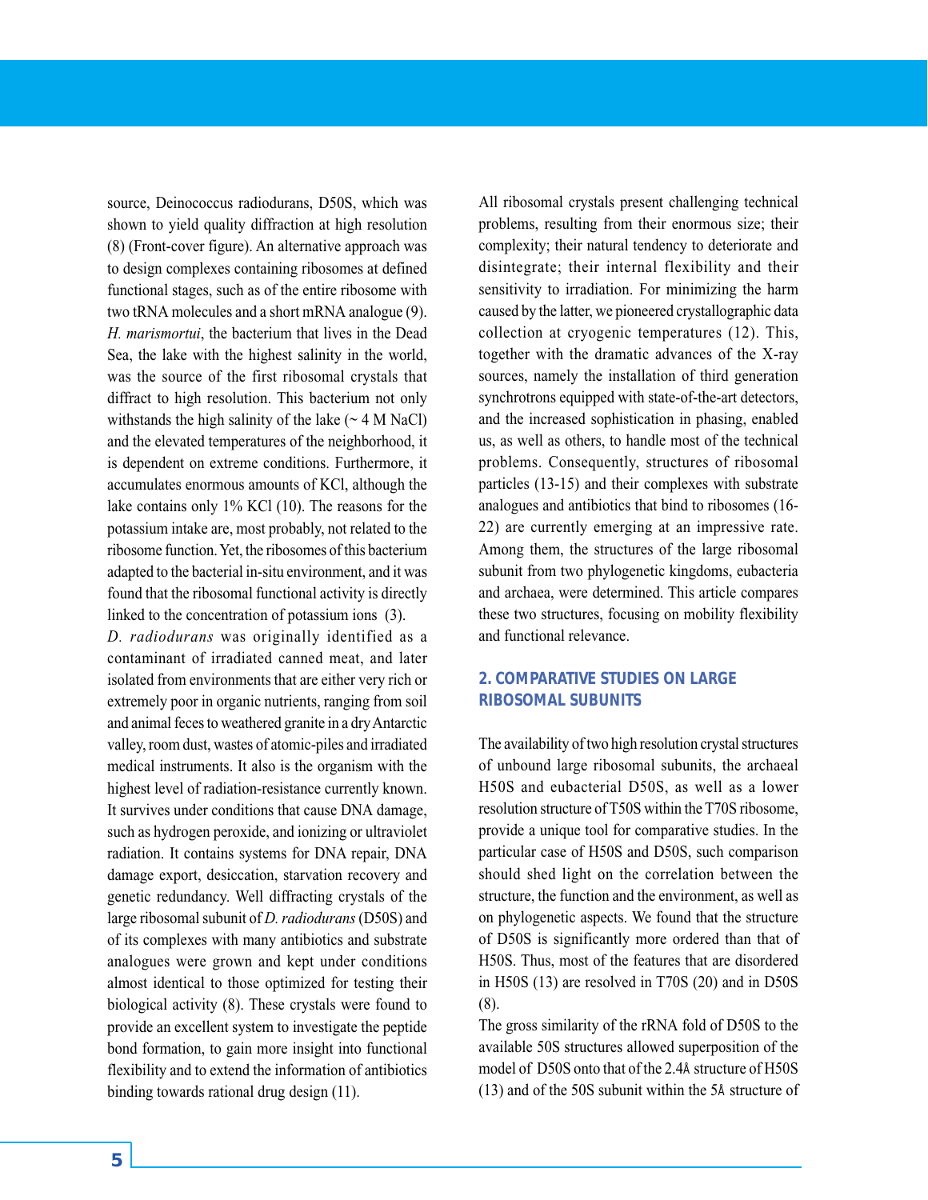source, Deinococcus radiodurans, D50S, which was shown to yield quality diffraction at high resolution (8) (Front-cover figure). An alternative approach was to design complexes containing ribosomes at defined functional stages, such as of the entire ribosome with two tRNA molecules and a short mRNA analogue (9). *H. marismortui*, the bacterium that lives in the Dead Sea, the lake with the highest salinity in the world, was the source of the first ribosomal crystals that diffract to high resolution. This bacterium not only withstands the high salinity of the lake (~ 4 M NaCl) and the elevated temperatures of the neighborhood, it is dependent on extreme conditions. Furthermore, it accumulates enormous amounts of KCl, although the lake contains only 1% KCl (10). The reasons for the potassium intake are, most probably, not related to the ribosome function. Yet, the ribosomes of this bacterium adapted to the bacterial in-situ environment, and it was found that the ribosomal functional activity is directly linked to the concentration of potassium ions (3).

*D. radiodurans* was originally identified as a contaminant of irradiated canned meat, and later isolated from environments that are either very rich or extremely poor in organic nutrients, ranging from soil and animal feces to weathered granite in a dry Antarctic valley, room dust, wastes of atomic-piles and irradiated medical instruments. It also is the organism with the highest level of radiation-resistance currently known. It survives under conditions that cause DNA damage, such as hydrogen peroxide, and ionizing or ultraviolet radiation. It contains systems for DNA repair, DNA damage export, desiccation, starvation recovery and genetic redundancy. Well diffracting crystals of the large ribosomal subunit of *D. radiodurans* (D50S) and of its complexes with many antibiotics and substrate analogues were grown and kept under conditions almost identical to those optimized for testing their biological activity (8). These crystals were found to provide an excellent system to investigate the peptide bond formation, to gain more insight into functional flexibility and to extend the information of antibiotics binding towards rational drug design (11).

All ribosomal crystals present challenging technical problems, resulting from their enormous size; their complexity; their natural tendency to deteriorate and disintegrate; their internal flexibility and their sensitivity to irradiation. For minimizing the harm caused by the latter, we pioneered crystallographic data collection at cryogenic temperatures (12). This, together with the dramatic advances of the X-ray sources, namely the installation of third generation synchrotrons equipped with state-of-the-art detectors, and the increased sophistication in phasing, enabled us, as well as others, to handle most of the technical problems. Consequently, structures of ribosomal particles (13-15) and their complexes with substrate analogues and antibiotics that bind to ribosomes (16-22) are currently emerging at an impressive rate. Among them, the structures of the large ribosomal subunit from two phylogenetic kingdoms, eubacteria and archaea, were determined. This article compares these two structures, focusing on mobility flexibility and functional relevance.

## 2. COMPARATIVE STUDIES ON LARGE RIBOSOMAL SUBUNITS

The availability of two high resolution crystal structures of unbound large ribosomal subunits, the archaeal H50S and eubacterial D50S, as well as a lower resolution structure of T50S within the T70S ribosome, provide a unique tool for comparative studies. In the particular case of H50S and D50S, such comparison should shed light on the correlation between the structure, the function and the environment, as well as on phylogenetic aspects. We found that the structure of D50S is significantly more ordered than that of H50S. Thus, most of the features that are disordered in H50S (13) are resolved in T70S (20) and in D50S (8).

The gross similarity of the rRNA fold of D50S to the available 50S structures allowed superposition of the model of D50S onto that of the 2.4Å structure of H50S (13) and of the 50S subunit within the 5Å structure of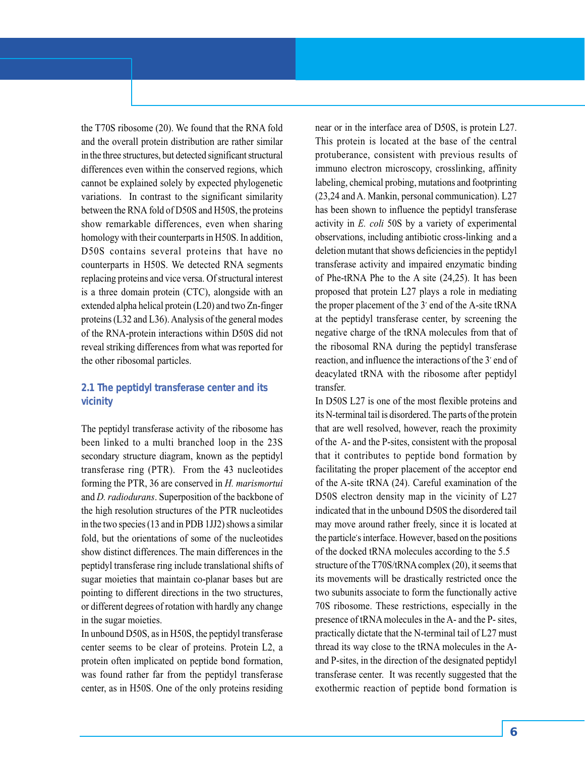the T70S ribosome (20). We found that the RNA fold and the overall protein distribution are rather similar in the three structures, but detected significant structural differences even within the conserved regions, which cannot be explained solely by expected phylogenetic variations. In contrast to the significant similarity between the RNA fold of D50S and H50S, the proteins show remarkable differences, even when sharing homology with their counterparts in H50S. In addition, D50S contains several proteins that have no counterparts in H50S. We detected RNA segments replacing proteins and vice versa. Of structural interest is a three domain protein (CTC), alongside with an extended alpha helical protein (L20) and two Zn-finger proteins (L32 and L36). Analysis of the general modes of the RNA-protein interactions within D50S did not reveal striking differences from what was reported for the other ribosomal particles.

### 2.1 The peptidyl transferase center and its vicinity

The peptidyl transferase activity of the ribosome has been linked to a multi branched loop in the 23S secondary structure diagram, known as the peptidyl transferase ring (PTR). From the 43 nucleotides forming the PTR, 36 are conserved in *H. marismortui* and *D. radiodurans*. Superposition of the backbone of the high resolution structures of the PTR nucleotides in the two species (13 and in PDB 1JJ2) shows a similar fold, but the orientations of some of the nucleotides show distinct differences. The main differences in the peptidyl transferase ring include translational shifts of sugar moieties that maintain co-planar bases but are pointing to different directions in the two structures, or different degrees of rotation with hardly any change in the sugar moieties.

In unbound D50S, as in H50S, the peptidyl transferase center seems to be clear of proteins. Protein L2, a protein often implicated on peptide bond formation, was found rather far from the peptidyl transferase center, as in H50S. One of the only proteins residing near or in the interface area of D50S, is protein L27. This protein is located at the base of the central protuberance, consistent with previous results of immuno electron microscopy, crosslinking, affinity labeling, chemical probing, mutations and footprinting (23,24 and A. Mankin, personal communication). L27 has been shown to influence the peptidyl transferase activity in *E. coli* 50S by a variety of experimental observations, including antibiotic cross-linking and a deletion mutant that shows deficiencies in the peptidyl transferase activity and impaired enzymatic binding of Phe-tRNA Phe to the A site (24,25). It has been proposed that protein L27 plays a role in mediating the proper placement of the 3′ end of the A-site tRNA at the peptidyl transferase center, by screening the negative charge of the tRNA molecules from that of the ribosomal RNA during the peptidyl transferase reaction, and influence the interactions of the 3′ end of deacylated tRNA with the ribosome after peptidyl transfer.

In D50S L27 is one of the most flexible proteins and its N-terminal tail is disordered. The parts of the protein that are well resolved, however, reach the proximity of the A- and the P-sites, consistent with the proposal that it contributes to peptide bond formation by facilitating the proper placement of the acceptor end of the A-site tRNA (24). Careful examination of the D50S electron density map in the vicinity of L27 indicated that in the unbound D50S the disordered tail may move around rather freely, since it is located at the particle′s interface. However, based on the positions of the docked tRNA molecules according to the 5.5 structure of the T70S/tRNA complex (20), it seems that its movements will be drastically restricted once the two subunits associate to form the functionally active 70S ribosome. These restrictions, especially in the presence of tRNA molecules in the A- and the P- sites, practically dictate that the N-terminal tail of L27 must thread its way close to the tRNA molecules in the A- and P-sites, in the direction of the designated peptidyl transferase center. It was recently suggested that the exothermic reaction of peptide bond formation is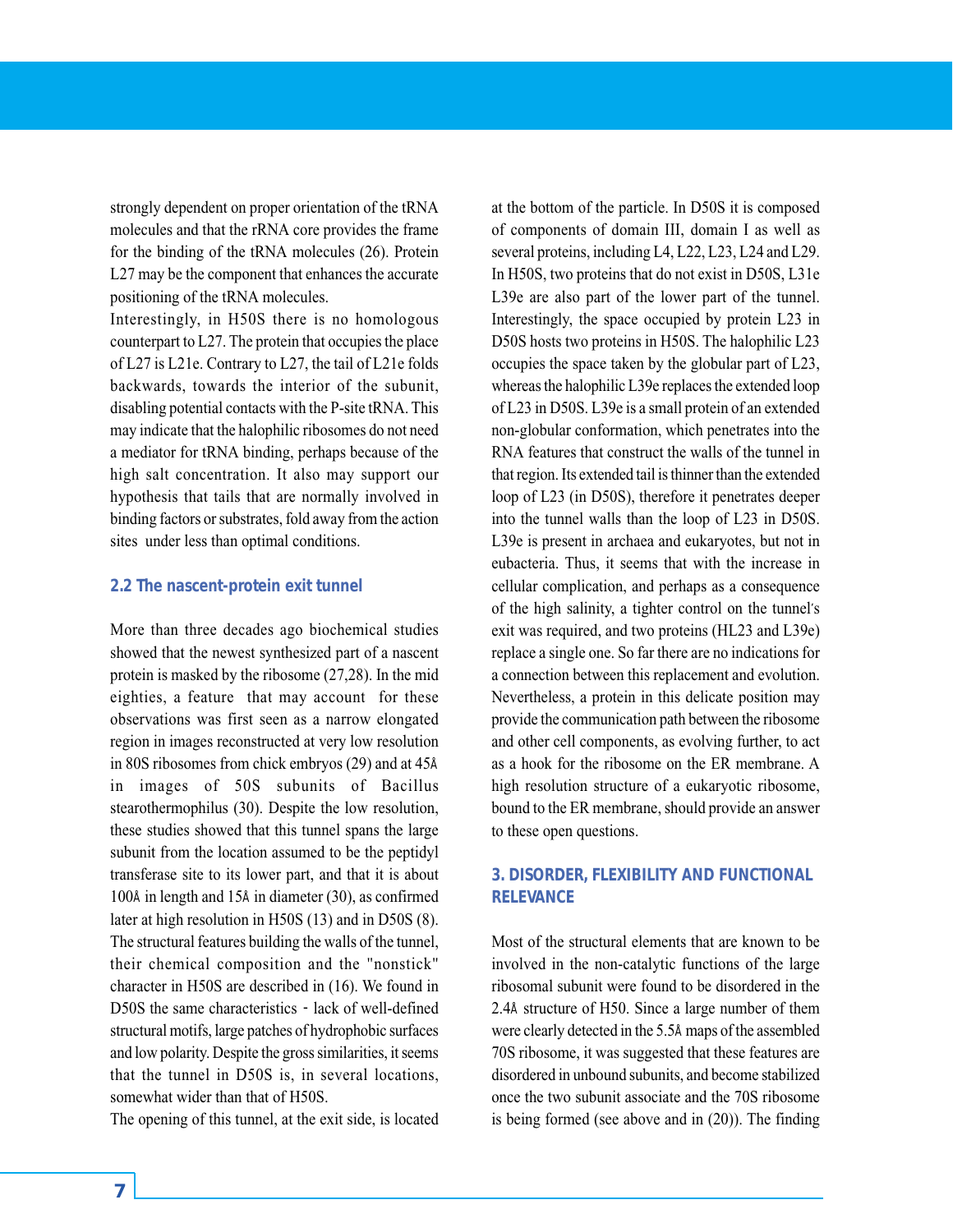strongly dependent on proper orientation of the tRNA molecules and that the rRNA core provides the frame for the binding of the tRNA molecules (26). Protein L27 may be the component that enhances the accurate positioning of the tRNA molecules.

Interestingly, in H50S there is no homologous counterpart to L27. The protein that occupies the place of L27 is L21e. Contrary to L27, the tail of L21e folds backwards, towards the interior of the subunit, disabling potential contacts with the P-site tRNA. This may indicate that the halophilic ribosomes do not need a mediator for tRNA binding, perhaps because of the high salt concentration. It also may support our hypothesis that tails that are normally involved in binding factors or substrates, fold away from the action sites under less than optimal conditions.

### 2.2 The nascent-protein exit tunnel

More than three decades ago biochemical studies showed that the newest synthesized part of a nascent protein is masked by the ribosome (27,28). In the mid eighties, a feature that may account for these observations was first seen as a narrow elongated region in images reconstructed at very low resolution in 80S ribosomes from chick embryos (29) and at 45Å in images of 50S subunits of Bacillus stearothermophilus (30). Despite the low resolution, these studies showed that this tunnel spans the large subunit from the location assumed to be the peptidyl transferase site to its lower part, and that it is about 100Å in length and 15Å in diameter (30), as confirmed later at high resolution in H50S (13) and in D50S (8). The structural features building the walls of the tunnel, their chemical composition and the "nonstick" character in H50S are described in (16). We found in D50S the same characteristics - lack of well-defined structural motifs, large patches of hydrophobic surfaces and low polarity. Despite the gross similarities, it seems that the tunnel in D50S is, in several locations, somewhat wider than that of H50S.

The opening of this tunnel, at the exit side, is located at the bottom of the particle. In D50S it is composed of components of domain III, domain I as well as several proteins, including L4, L22, L23, L24 and L29. In H50S, two proteins that do not exist in D50S, L31e L39e are also part of the lower part of the tunnel. Interestingly, the space occupied by protein L23 in D50S hosts two proteins in H50S. The halophilic L23 occupies the space taken by the globular part of L23, whereas the halophilic L39e replaces the extended loop of L23 in D50S. L39e is a small protein of an extended non-globular conformation, which penetrates into the RNA features that construct the walls of the tunnel in that region. Its extended tail is thinner than the extended loop of L23 (in D50S), therefore it penetrates deeper into the tunnel walls than the loop of L23 in D50S. L39e is present in archaea and eukaryotes, but not in eubacteria. Thus, it seems that with the increase in cellular complication, and perhaps as a consequence of the high salinity, a tighter control on the tunnel's exit was required, and two proteins (HL23 and L39e) replace a single one. So far there are no indications for a connection between this replacement and evolution. Nevertheless, a protein in this delicate position may provide the communication path between the ribosome and other cell components, as evolving further, to act as a hook for the ribosome on the ER membrane. A high resolution structure of a eukaryotic ribosome, bound to the ER membrane, should provide an answer to these open questions.

## 3. DISORDER, FLEXIBILITY AND FUNCTIONAL RELEVANCE

Most of the structural elements that are known to be involved in the non-catalytic functions of the large ribosomal subunit were found to be disordered in the 2.4Å structure of H50. Since a large number of them were clearly detected in the 5.5Å maps of the assembled 70S ribosome, it was suggested that these features are disordered in unbound subunits, and become stabilized once the two subunit associate and the 70S ribosome is being formed (see above and in (20)). The finding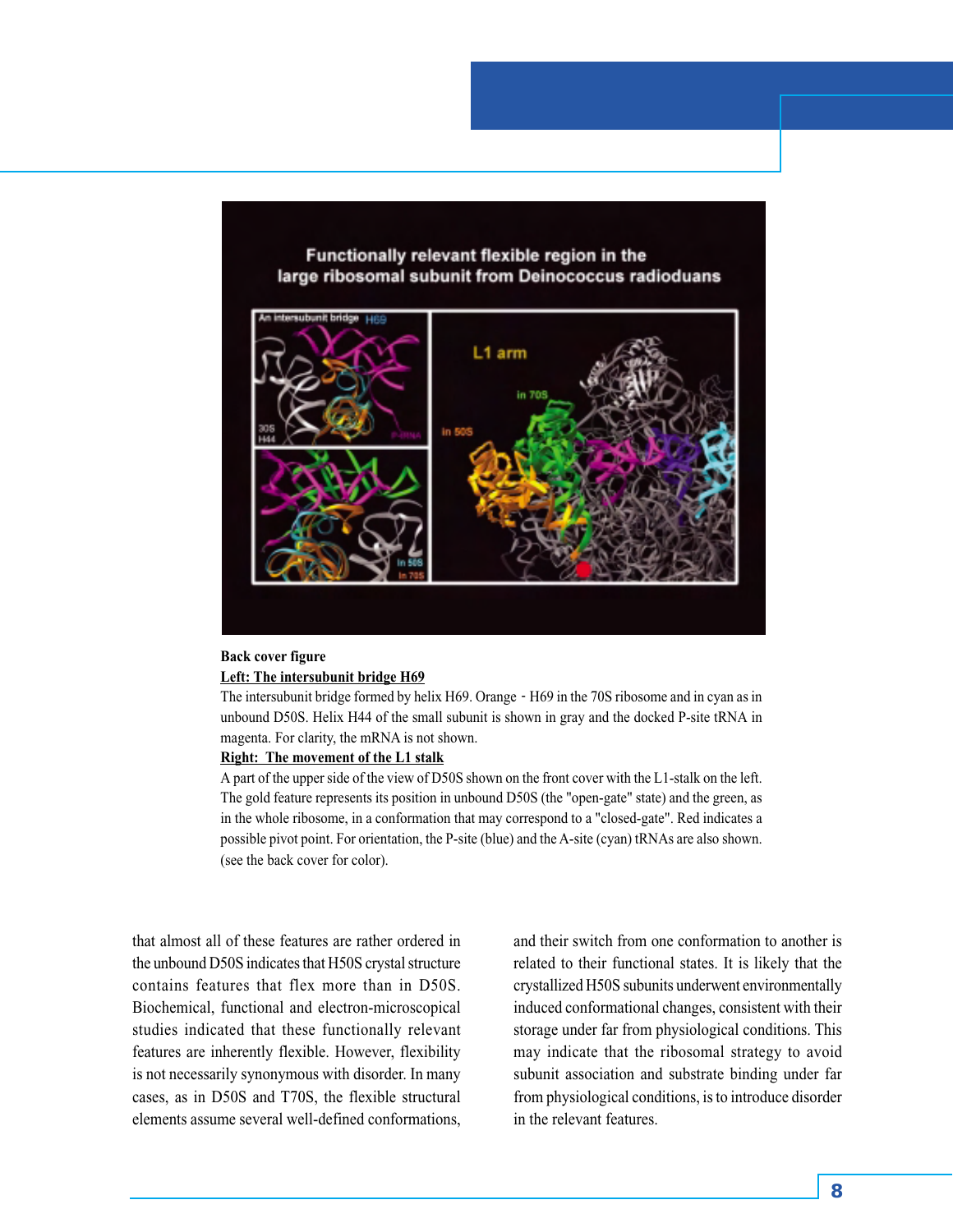**Back cover figure**

**Left: The intersubunit bridge H69**

The intersubunit bridge formed by helix H69. Orange - H69 in the 70S ribosome and in cyan as in unbound D50S. Helix H44 of the small subunit is shown in gray and the docked P-site tRNA in magenta. For clarity, the mRNA is not shown.

**Right: The movement of the L1 stalk**

A part of the upper side of the view of D50S shown on the front cover with the L1-stalk on the left. The gold feature represents its position in unbound D50S (the "open-gate" state) and the green, as in the whole ribosome, in a conformation that may correspond to a "closed-gate". Red indicates a possible pivot point. For orientation, the P-site (blue) and the A-site (cyan) tRNAs are also shown. (see the back cover for color).

that almost all of these features are rather ordered in the unbound D50S indicates that H50S crystal structure contains features that flex more than in D50S. Biochemical, functional and electron-microscopical studies indicated that these functionally relevant features are inherently flexible. However, flexibility is not necessarily synonymous with disorder. In many cases, as in D50S and T70S, the flexible structural elements assume several well-defined conformations, and their switch from one conformation to another is related to their functional states. It is likely that the crystallized H50S subunits underwent environmentally induced conformational changes, consistent with their storage under far from physiological conditions. This may indicate that the ribosomal strategy to avoid subunit association and substrate binding under far from physiological conditions, is to introduce disorder in the relevant features.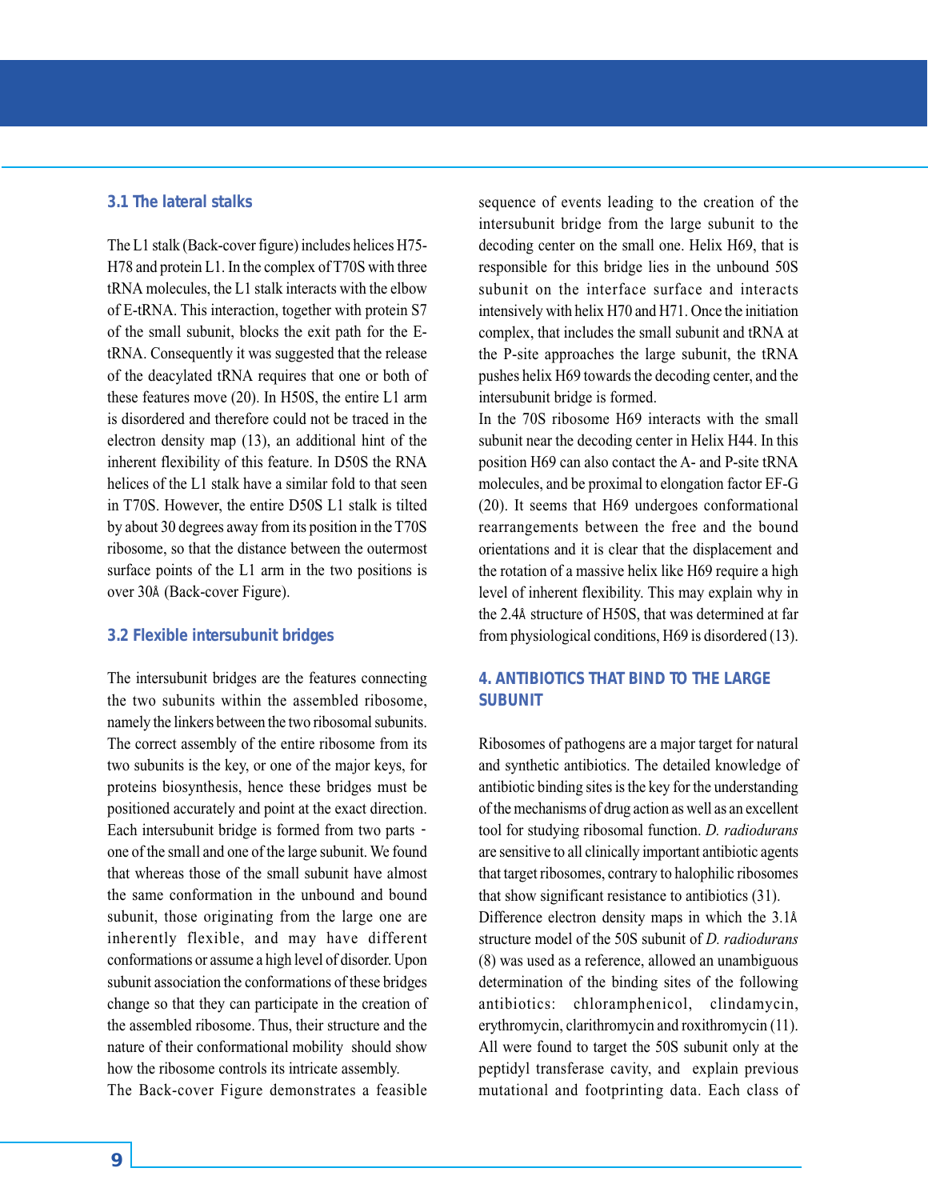### 3.1 The lateral stalks

The L1 stalk (Back-cover figure) includes helices H75-H78 and protein L1. In the complex of T70S with three tRNA molecules, the L1 stalk interacts with the elbow of E-tRNA. This interaction, together with protein S7 of the small subunit, blocks the exit path for the E-tRNA. Consequently it was suggested that the release of the deacylated tRNA requires that one or both of these features move (20). In H50S, the entire L1 arm is disordered and therefore could not be traced in the electron density map (13), an additional hint of the inherent flexibility of this feature. In D50S the RNA helices of the L1 stalk have a similar fold to that seen in T70S. However, the entire D50S L1 stalk is tilted by about 30 degrees away from its position in the T70S ribosome, so that the distance between the outermost surface points of the L1 arm in the two positions is over 30Å (Back-cover Figure).

### 3.2 Flexible intersubunit bridges

The intersubunit bridges are the features connecting the two subunits within the assembled ribosome, namely the linkers between the two ribosomal subunits. The correct assembly of the entire ribosome from its two subunits is the key, or one of the major keys, for proteins biosynthesis, hence these bridges must be positioned accurately and point at the exact direction. Each intersubunit bridge is formed from two parts - one of the small and one of the large subunit. We found that whereas those of the small subunit have almost the same conformation in the unbound and bound subunit, those originating from the large one are inherently flexible, and may have different conformations or assume a high level of disorder. Upon subunit association the conformations of these bridges change so that they can participate in the creation of the assembled ribosome. Thus, their structure and the nature of their conformational mobility should show how the ribosome controls its intricate assembly.

The Back-cover Figure demonstrates a feasible sequence of events leading to the creation of the intersubunit bridge from the large subunit to the decoding center on the small one. Helix H69, that is responsible for this bridge lies in the unbound 50S subunit on the interface surface and interacts intensively with helix H70 and H71. Once the initiation complex, that includes the small subunit and tRNA at the P-site approaches the large subunit, the tRNA pushes helix H69 towards the decoding center, and the intersubunit bridge is formed.

In the 70S ribosome H69 interacts with the small subunit near the decoding center in Helix H44. In this position H69 can also contact the A- and P-site tRNA molecules, and be proximal to elongation factor EF-G (20). It seems that H69 undergoes conformational rearrangements between the free and the bound orientations and it is clear that the displacement and the rotation of a massive helix like H69 require a high level of inherent flexibility. This may explain why in the 2.4Å structure of H50S, that was determined at far from physiological conditions, H69 is disordered (13).

## 4. ANTIBIOTICS THAT BIND TO THE LARGE SUBUNIT

Ribosomes of pathogens are a major target for natural and synthetic antibiotics. The detailed knowledge of antibiotic binding sites is the key for the understanding of the mechanisms of drug action as well as an excellent tool for studying ribosomal function. *D. radiodurans* are sensitive to all clinically important antibiotic agents that target ribosomes, contrary to halophilic ribosomes that show significant resistance to antibiotics (31).

Difference electron density maps in which the 3.1Å structure model of the 50S subunit of *D. radiodurans* (8) was used as a reference, allowed an unambiguous determination of the binding sites of the following antibiotics: chloramphenicol, clindamycin, erythromycin, clarithromycin and roxithromycin (11). All were found to target the 50S subunit only at the peptidyl transferase cavity, and explain previous mutational and footprinting data. Each class of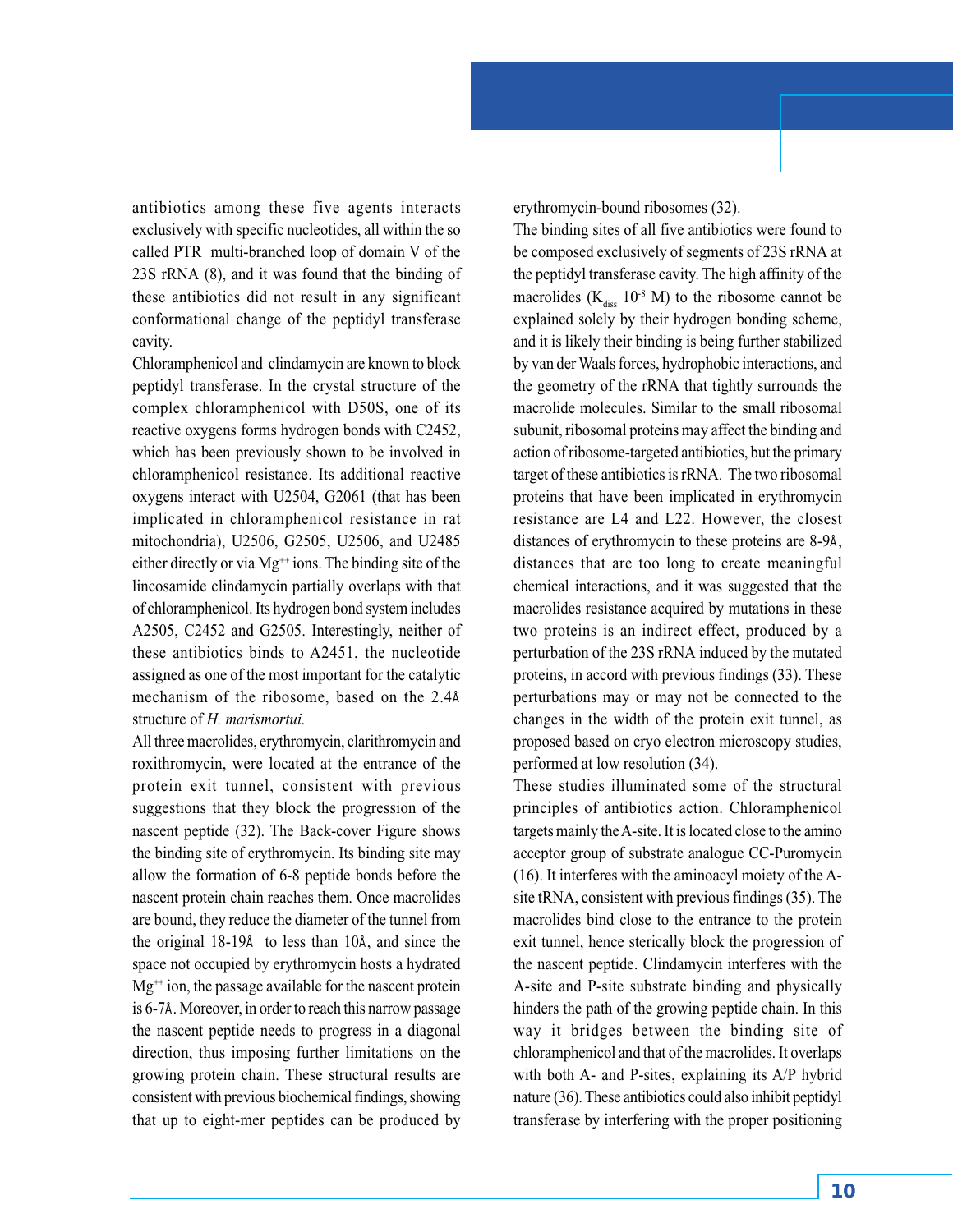antibiotics among these five agents interacts exclusively with specific nucleotides, all within the so called PTR multi-branched loop of domain V of the 23S rRNA (8), and it was found that the binding of these antibiotics did not result in any significant conformational change of the peptidyl transferase cavity.

Chloramphenicol and clindamycin are known to block peptidyl transferase. In the crystal structure of the complex chloramphenicol with D50S, one of its reactive oxygens forms hydrogen bonds with C2452, which has been previously shown to be involved in chloramphenicol resistance. Its additional reactive oxygens interact with U2504, G2061 (that has been implicated in chloramphenicol resistance in rat mitochondria), U2506, G2505, U2506, and U2485 either directly or via $Mg^{++}$ ions. The binding site of the lincosamide clindamycin partially overlaps with that of chloramphenicol. Its hydrogen bond system includes A2505, C2452 and G2505. Interestingly, neither of these antibiotics binds to A2451, the nucleotide assigned as one of the most important for the catalytic mechanism of the ribosome, based on the 2.4Å structure of *H. marismortui.*

All three macrolides, erythromycin, clarithromycin and roxithromycin, were located at the entrance of the protein exit tunnel, consistent with previous suggestions that they block the progression of the nascent peptide (32). The Back-cover Figure shows the binding site of erythromycin. Its binding site may allow the formation of 6-8 peptide bonds before the nascent protein chain reaches them. Once macrolides are bound, they reduce the diameter of the tunnel from the original 18-19Å to less than 10Å, and since the space not occupied by erythromycin hosts a hydrated $Mg^{++}$ ion, the passage available for the nascent protein is 6-7Å. Moreover, in order to reach this narrow passage the nascent peptide needs to progress in a diagonal direction, thus imposing further limitations on the growing protein chain. These structural results are consistent with previous biochemical findings, showing that up to eight-mer peptides can be produced by erythromycin-bound ribosomes (32).

The binding sites of all five antibiotics were found to be composed exclusively of segments of 23S rRNA at the peptidyl transferase cavity. The high affinity of the macrolides ($K_{diss}$ $10^{-8}$ M) to the ribosome cannot be explained solely by their hydrogen bonding scheme, and it is likely their binding is being further stabilized by van der Waals forces, hydrophobic interactions, and the geometry of the rRNA that tightly surrounds the macrolide molecules. Similar to the small ribosomal subunit, ribosomal proteins may affect the binding and action of ribosome-targeted antibiotics, but the primary target of these antibiotics is rRNA. The two ribosomal proteins that have been implicated in erythromycin resistance are L4 and L22. However, the closest distances of erythromycin to these proteins are 8-9Å, distances that are too long to create meaningful chemical interactions, and it was suggested that the macrolides resistance acquired by mutations in these two proteins is an indirect effect, produced by a perturbation of the 23S rRNA induced by the mutated proteins, in accord with previous findings (33). These perturbations may or may not be connected to the changes in the width of the protein exit tunnel, as proposed based on cryo electron microscopy studies, performed at low resolution (34).

These studies illuminated some of the structural principles of antibiotics action. Chloramphenicol targets mainly the A-site. It is located close to the amino acceptor group of substrate analogue CC-Puromycin (16). It interferes with the aminoacyl moiety of the A-site tRNA, consistent with previous findings (35). The macrolides bind close to the entrance to the protein exit tunnel, hence sterically block the progression of the nascent peptide. Clindamycin interferes with the A-site and P-site substrate binding and physically hinders the path of the growing peptide chain. In this way it bridges between the binding site of chloramphenicol and that of the macrolides. It overlaps with both A- and P-sites, explaining its A/P hybrid nature (36). These antibiotics could also inhibit peptidyl transferase by interfering with the proper positioning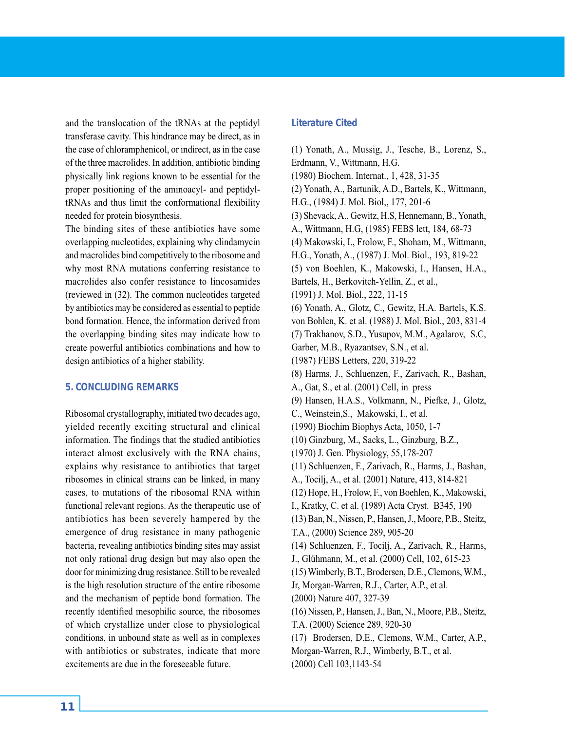and the translocation of the tRNAs at the peptidyl transferase cavity. This hindrance may be direct, as in the case of chloramphenicol, or indirect, as in the case of the three macrolides. In addition, antibiotic binding physically link regions known to be essential for the proper positioning of the aminoacyl- and peptidyl-tRNAs and thus limit the conformational flexibility needed for protein biosynthesis.

The binding sites of these antibiotics have some overlapping nucleotides, explaining why clindamycin and macrolides bind competitively to the ribosome and why most RNA mutations conferring resistance to macrolides also confer resistance to lincosamides (reviewed in (32). The common nucleotides targeted by antibiotics may be considered as essential to peptide bond formation. Hence, the information derived from the overlapping binding sites may indicate how to create powerful antibiotics combinations and how to design antibiotics of a higher stability.

## 5. CONCLUDING REMARKS

Ribosomal crystallography, initiated two decades ago, yielded recently exciting structural and clinical information. The findings that the studied antibiotics interact almost exclusively with the RNA chains, explains why resistance to antibiotics that target ribosomes in clinical strains can be linked, in many cases, to mutations of the ribosomal RNA within functional relevant regions. As the therapeutic use of antibiotics has been severely hampered by the emergence of drug resistance in many pathogenic bacteria, revealing antibiotics binding sites may assist not only rational drug design but may also open the door for minimizing drug resistance. Still to be revealed is the high resolution structure of the entire ribosome and the mechanism of peptide bond formation. The recently identified mesophilic source, the ribosomes of which crystallize under close to physiological conditions, in unbound state as well as in complexes with antibiotics or substrates, indicate that more excitements are due in the foreseeable future.

## Literature Cited

(1) Yonath, A., Mussig, J., Tesche, B., Lorenz, S., Erdmann, V., Wittmann, H.G.
(1980) Biochem. Internat., 1, 428, 31-35

(2) Yonath, A., Bartunik, A.D., Bartels, K., Wittmann, H.G., (1984) J. Mol. Biol,, 177, 201-6

(3) Shevack, A., Gewitz, H.S, Hennemann, B., Yonath, A., Wittmann, H.G, (1985) FEBS lett, 184, 68-73

(4) Makowski, I., Frolow, F., Shoham, M., Wittmann, H.G., Yonath, A., (1987) J. Mol. Biol., 193, 819-22

(5) von Boehlen, K., Makowski, I., Hansen, H.A., Bartels, H., Berkovitch-Yellin, Z., et al.,
(1991) J. Mol. Biol., 222, 11-15

(6) Yonath, A., Glotz, C., Gewitz, H.A. Bartels, K.S. von Bohlen, K. et al. (1988) J. Mol. Biol., 203, 831-4

(7) Trakhanov, S.D., Yusupov, M.M., Agalarov, S.C, Garber, M.B., Ryazantsev, S.N., et al.
(1987) FEBS Letters, 220, 319-22

(8) Harms, J., Schluenzen, F., Zarivach, R., Bashan, A., Gat, S., et al. (2001) Cell, in press

(9) Hansen, H.A.S., Volkmann, N., Piefke, J., Glotz, C., Weinstein,S., Makowski, I., et al.
(1990) Biochim Biophys Acta, 1050, 1-7

(10) Ginzburg, M., Sacks, L., Ginzburg, B.Z.,
(1970) J. Gen. Physiology, 55,178-207

(11) Schluenzen, F., Zarivach, R., Harms, J., Bashan, A., Tocilj, A., et al. (2001) Nature, 413, 814-821

(12) Hope, H., Frolow, F., von Boehlen, K., Makowski, I., Kratky, C. et al. (1989) Acta Cryst. B345, 190

(13) Ban, N., Nissen, P., Hansen, J., Moore, P.B., Steitz, T.A., (2000) Science 289, 905-20

(14) Schluenzen, F., Tocilj, A., Zarivach, R., Harms, J., Glühmann, M., et al. (2000) Cell, 102, 615-23

(15) Wimberly, B.T., Brodersen, D.E., Clemons, W.M., Jr, Morgan-Warren, R.J., Carter, A.P., et al.
(2000) Nature 407, 327-39

(16) Nissen, P., Hansen, J., Ban, N., Moore, P.B., Steitz, T.A. (2000) Science 289, 920-30

(17) Brodersen, D.E., Clemons, W.M., Carter, A.P., Morgan-Warren, R.J., Wimberly, B.T., et al.
(2000) Cell 103,1143-54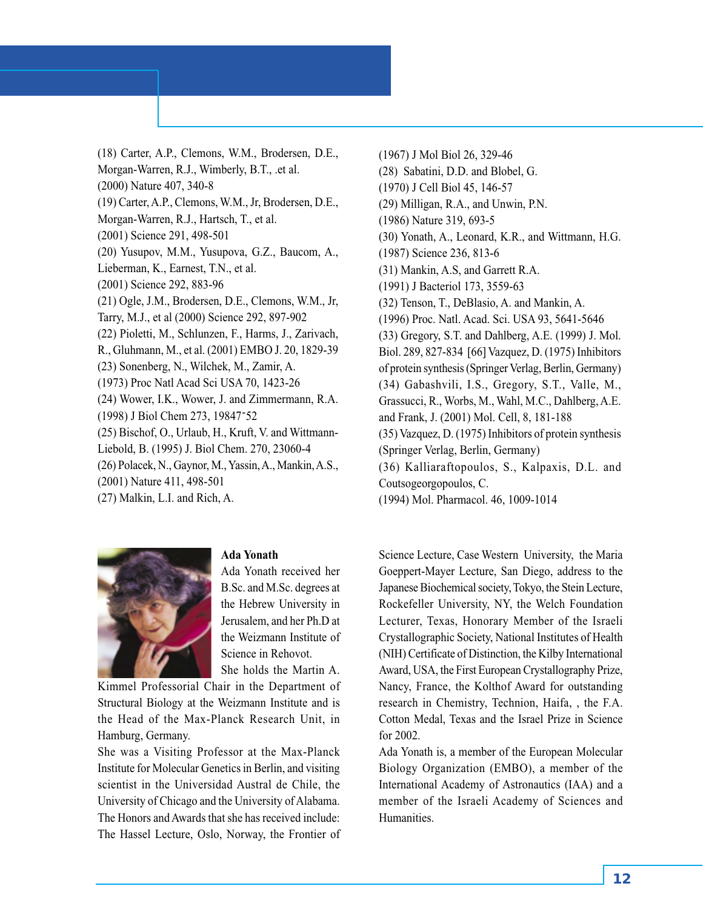(18) Carter, A.P., Clemons, W.M., Brodersen, D.E., Morgan-Warren, R.J., Wimberly, B.T., .et al. (2000) Nature 407, 340-8

(19) Carter, A.P., Clemons, W.M., Jr, Brodersen, D.E., Morgan-Warren, R.J., Hartsch, T., et al. (2001) Science 291, 498-501

(20) Yusupov, M.M., Yusupova, G.Z., Baucom, A., Lieberman, K., Earnest, T.N., et al. (2001) Science 292, 883-96

(21) Ogle, J.M., Brodersen, D.E., Clemons, W.M., Jr, Tarry, M.J., et al (2000) Science 292, 897-902

(22) Pioletti, M., Schlunzen, F., Harms, J., Zarivach, R., Gluhmann, M., et al. (2001) EMBO J. 20, 1829-39

(23) Sonenberg, N., Wilchek, M., Zamir, A. (1973) Proc Natl Acad Sci USA 70, 1423-26

(24) Wower, I.K., Wower, J. and Zimmermann, R.A. (1998) J Biol Chem 273, 19847-52

(25) Bischof, O., Urlaub, H., Kruft, V. and Wittmann-Liebold, B. (1995) J. Biol Chem. 270, 23060-4

(26) Polacek, N., Gaynor, M., Yassin, A., Mankin, A.S., (2001) Nature 411, 498-501

(27) Malkin, L.I. and Rich, A. (1967) J Mol Biol 26, 329-46

(28) Sabatini, D.D. and Blobel, G. (1970) J Cell Biol 45, 146-57

(29) Milligan, R.A., and Unwin, P.N. (1986) Nature 319, 693-5

(30) Yonath, A., Leonard, K.R., and Wittmann, H.G. (1987) Science 236, 813-6

(31) Mankin, A.S, and Garrett R.A. (1991) J Bacteriol 173, 3559-63

(32) Tenson, T., DeBlasio, A. and Mankin, A. (1996) Proc. Natl. Acad. Sci. USA 93, 5641-5646

(33) Gregory, S.T. and Dahlberg, A.E. (1999) J. Mol. Biol. 289, 827-834 [66] Vazquez, D. (1975) Inhibitors of protein synthesis (Springer Verlag, Berlin, Germany)

(34) Gabashvili, I.S., Gregory, S.T., Valle, M., Grassucci, R., Worbs, M., Wahl, M.C., Dahlberg, A.E. and Frank, J. (2001) Mol. Cell, 8, 181-188

(35) Vazquez, D. (1975) Inhibitors of protein synthesis (Springer Verlag, Berlin, Germany)

(36) Kalliaraftopoulos, S., Kalpaxis, D.L. and Coutsogeorgopoulos, C. (1994) Mol. Pharmacol. 46, 1009-1014

**Ada Yonath**

Ada Yonath received her B.Sc. and M.Sc. degrees at the Hebrew University in Jerusalem, and her Ph.D at the Weizmann Institute of Science in Rehovot.

She holds the Martin A. Kimmel Professorial Chair in the Department of Structural Biology at the Weizmann Institute and is the Head of the Max-Planck Research Unit, in Hamburg, Germany.

She was a Visiting Professor at the Max-Planck Institute for Molecular Genetics in Berlin, and visiting scientist in the Universidad Austral de Chile, the University of Chicago and the University of Alabama.

The Honors and Awards that she has received include: The Hassel Lecture, Oslo, Norway, the Frontier of Science Lecture, Case Western University, the Maria Goeppert-Mayer Lecture, San Diego, address to the Japanese Biochemical society, Tokyo, the Stein Lecture, Rockefeller University, NY, the Welch Foundation Lecturer, Texas, Honorary Member of the Israeli Crystallographic Society, National Institutes of Health (NIH) Certificate of Distinction, the Kilby International Award, USA, the First European Crystallography Prize, Nancy, France, the Kolthof Award for outstanding research in Chemistry, Technion, Haifa, , the F.A. Cotton Medal, Texas and the Israel Prize in Science for 2002.

Ada Yonath is, a member of the European Molecular Biology Organization (EMBO), a member of the International Academy of Astronautics (IAA) and a member of the Israeli Academy of Sciences and Humanities.